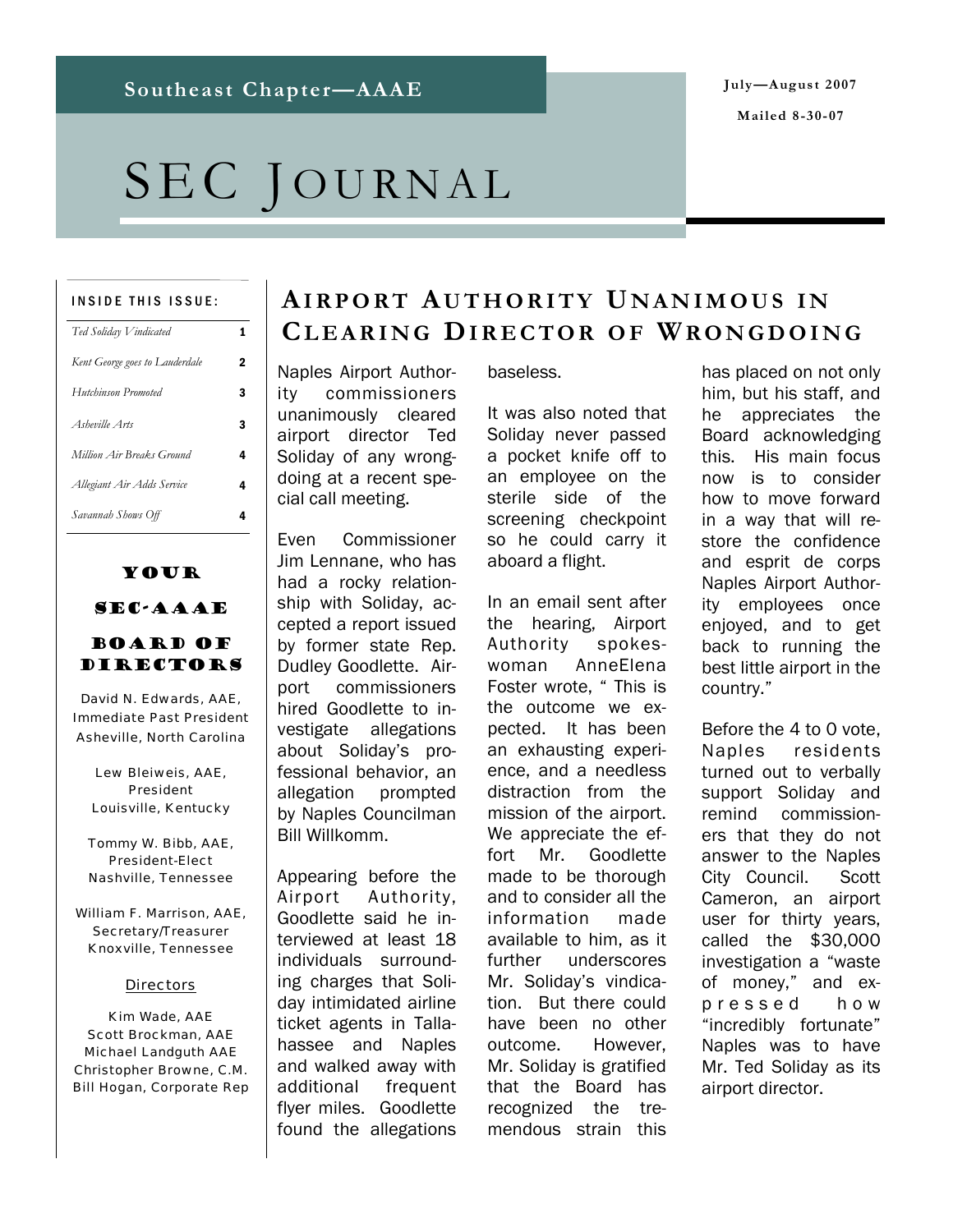Southeast Chapter—AAAE

July—August 2007

Mailed 8-30-07

# SEC Journal

**INSIDE THIS ISSUE:**

| | |
|---|---|
| *Ted Soliday Vindicated* | 1 |
| *Kent George goes to Lauderdale* | 2 |
| *Hutchinson Promoted* | 3 |
| *Asheville Arts* | 3 |
| *Million Air Breaks Ground* | 4 |
| *Allegiant Air Adds Service* | 4 |
| *Savannah Shows Off* | 4 |

### Your SEC-AAAE Board of Directors

David N. Edwards, AAE, Immediate Past President
Asheville, North Carolina

Lew Bleiweis, AAE, President
Louisville, Kentucky

Tommy W. Bibb, AAE, President-Elect
Nashville, Tennessee

William F. Marrison, AAE, Secretary/Treasurer
Knoxville, Tennessee

Directors

Kim Wade, AAE
Scott Brockman, AAE
Michael Landguth AAE
Christopher Browne, C.M.
Bill Hogan, Corporate Rep

## Airport Authority Unanimous in Clearing Director of Wrongdoing

Naples Airport Authority commissioners unanimously cleared airport director Ted Soliday of any wrongdoing at a recent special call meeting.

Even Commissioner Jim Lennane, who has had a rocky relationship with Soliday, accepted a report issued by former state Rep. Dudley Goodlette. Airport commissioners hired Goodlette to investigate allegations about Soliday's professional behavior, an allegation prompted by Naples Councilman Bill Willkomm.

Appearing before the Airport Authority, Goodlette said he interviewed at least 18 individuals surrounding charges that Soliday intimidated airline ticket agents in Tallahassee and Naples and walked away with additional frequent flyer miles. Goodlette found the allegations baseless.

It was also noted that Soliday never passed a pocket knife off to an employee on the sterile side of the screening checkpoint so he could carry it aboard a flight.

In an email sent after the hearing, Airport Authority spokeswoman AnneElena Foster wrote, " This is the outcome we expected. It has been an exhausting experience, and a needless distraction from the mission of the airport. We appreciate the effort Mr. Goodlette made to be thorough and to consider all the information made available to him, as it further underscores Mr. Soliday's vindication. But there could have been no other outcome. However, Mr. Soliday is gratified that the Board has recognized the tremendous strain this has placed on not only him, but his staff, and he appreciates the Board acknowledging this. His main focus now is to consider how to move forward in a way that will restore the confidence and esprit de corps Naples Airport Authority employees once enjoyed, and to get back to running the best little airport in the country."

Before the 4 to 0 vote, Naples residents turned out to verbally support Soliday and remind commissioners that they do not answer to the Naples City Council. Scott Cameron, an airport user for thirty years, called the $30,000 investigation a "waste of money," and expressed how "incredibly fortunate" Naples was to have Mr. Ted Soliday as its airport director.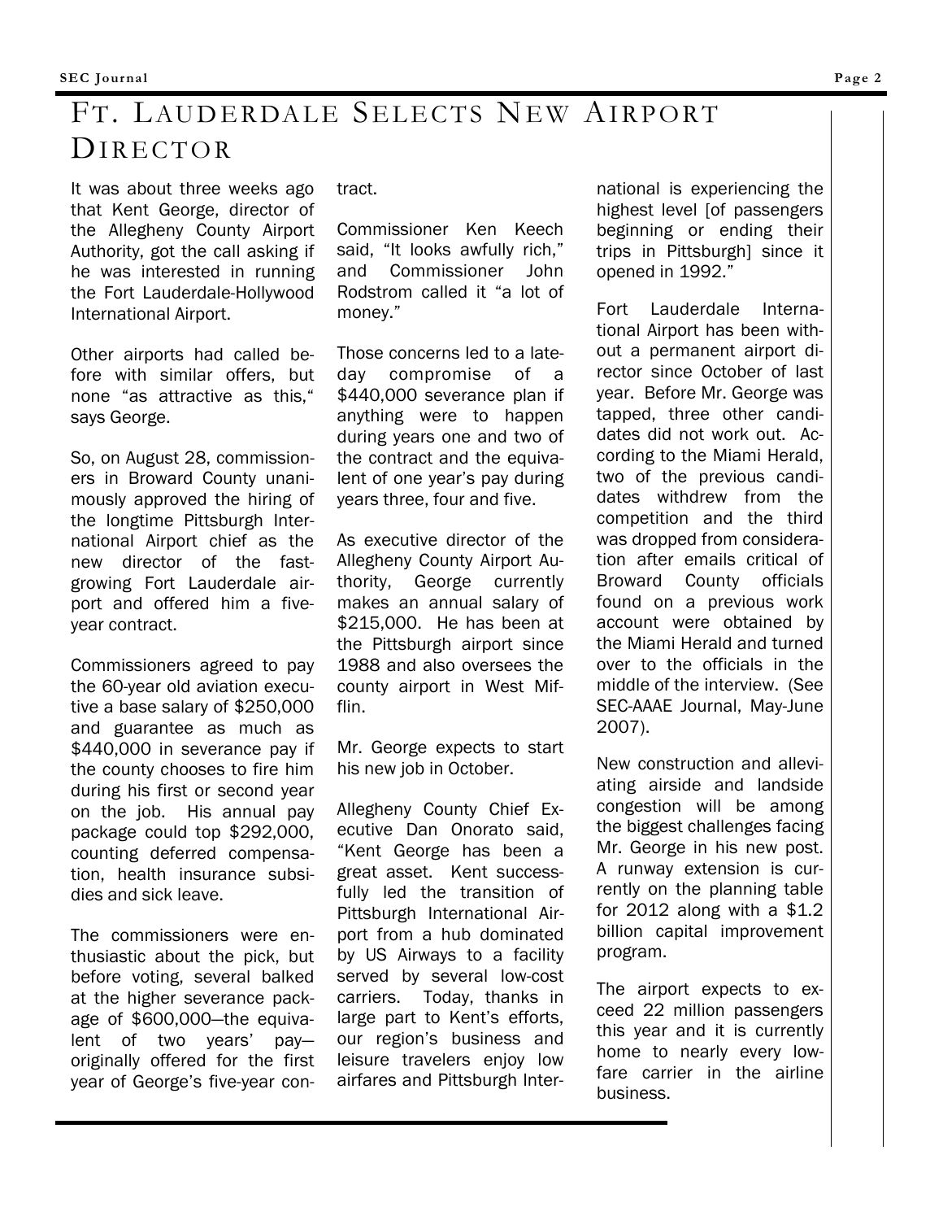# FT. LAUDERDALE SELECTS NEW AIRPORT DIRECTOR

It was about three weeks ago that Kent George, director of the Allegheny County Airport Authority, got the call asking if he was interested in running the Fort Lauderdale-Hollywood International Airport.

Other airports had called before with similar offers, but none "as attractive as this," says George.

So, on August 28, commissioners in Broward County unanimously approved the hiring of the longtime Pittsburgh International Airport chief as the new director of the fast-growing Fort Lauderdale airport and offered him a five-year contract.

Commissioners agreed to pay the 60-year old aviation executive a base salary of $250,000 and guarantee as much as $440,000 in severance pay if the county chooses to fire him during his first or second year on the job. His annual pay package could top $292,000, counting deferred compensation, health insurance subsidies and sick leave.

The commissioners were enthusiastic about the pick, but before voting, several balked at the higher severance package of $600,000—the equivalent of two years' pay—originally offered for the first year of George's five-year contract.

Commissioner Ken Keech said, "It looks awfully rich," and Commissioner John Rodstrom called it "a lot of money."

Those concerns led to a late-day compromise of a $440,000 severance plan if anything were to happen during years one and two of the contract and the equivalent of one year's pay during years three, four and five.

As executive director of the Allegheny County Airport Authority, George currently makes an annual salary of $215,000. He has been at the Pittsburgh airport since 1988 and also oversees the county airport in West Mifflin.

Mr. George expects to start his new job in October.

Allegheny County Chief Executive Dan Onorato said, "Kent George has been a great asset. Kent successfully led the transition of Pittsburgh International Airport from a hub dominated by US Airways to a facility served by several low-cost carriers. Today, thanks in large part to Kent's efforts, our region's business and leisure travelers enjoy low airfares and Pittsburgh International is experiencing the highest level [of passengers beginning or ending their trips in Pittsburgh] since it opened in 1992."

Fort Lauderdale International Airport has been without a permanent airport director since October of last year. Before Mr. George was tapped, three other candidates did not work out. According to the Miami Herald, two of the previous candidates withdrew from the competition and the third was dropped from consideration after emails critical of Broward County officials found on a previous work account were obtained by the Miami Herald and turned over to the officials in the middle of the interview. (See SEC-AAAE Journal, May-June 2007).

New construction and alleviating airside and landside congestion will be among the biggest challenges facing Mr. George in his new post. A runway extension is currently on the planning table for 2012 along with a $1.2 billion capital improvement program.

The airport expects to exceed 22 million passengers this year and it is currently home to nearly every low-fare carrier in the airline business.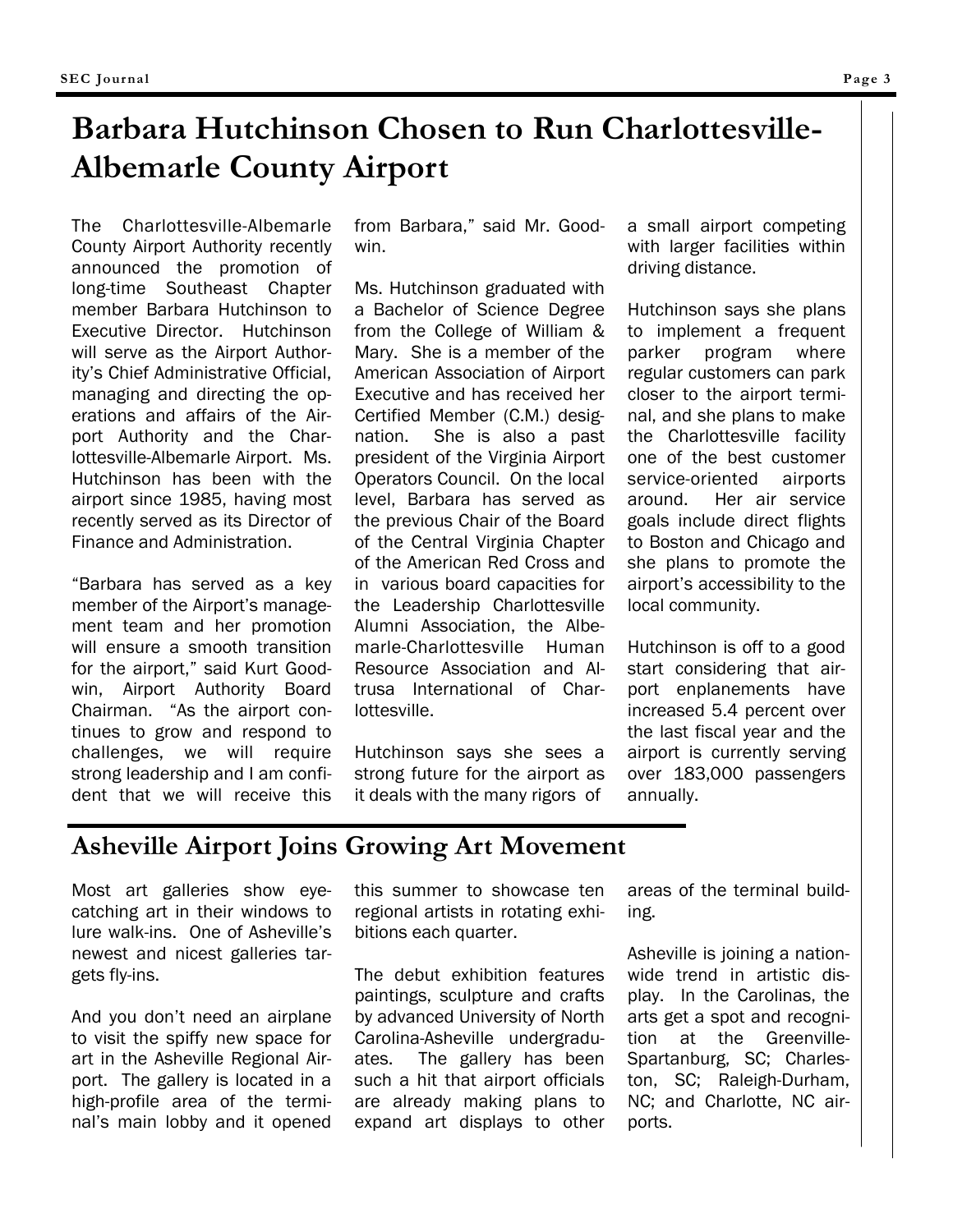# Barbara Hutchinson Chosen to Run Charlottesville-Albemarle County Airport

The Charlottesville-Albemarle County Airport Authority recently announced the promotion of long-time Southeast Chapter member Barbara Hutchinson to Executive Director. Hutchinson will serve as the Airport Authority's Chief Administrative Official, managing and directing the operations and affairs of the Airport Authority and the Charlottesville-Albemarle Airport. Ms. Hutchinson has been with the airport since 1985, having most recently served as its Director of Finance and Administration.

"Barbara has served as a key member of the Airport's management team and her promotion will ensure a smooth transition for the airport," said Kurt Goodwin, Airport Authority Board Chairman. "As the airport continues to grow and respond to challenges, we will require strong leadership and I am confident that we will receive this from Barbara," said Mr. Goodwin.

Ms. Hutchinson graduated with a Bachelor of Science Degree from the College of William & Mary. She is a member of the American Association of Airport Executive and has received her Certified Member (C.M.) designation. She is also a past president of the Virginia Airport Operators Council. On the local level, Barbara has served as the previous Chair of the Board of the Central Virginia Chapter of the American Red Cross and in various board capacities for the Leadership Charlottesville Alumni Association, the Albemarle-Charlottesville Human Resource Association and Altrusa International of Charlottesville.

Hutchinson says she sees a strong future for the airport as it deals with the many rigors of a small airport competing with larger facilities within driving distance.

Hutchinson says she plans to implement a frequent parker program where regular customers can park closer to the airport terminal, and she plans to make the Charlottesville facility one of the best customer service-oriented airports around. Her air service goals include direct flights to Boston and Chicago and she plans to promote the airport's accessibility to the local community.

Hutchinson is off to a good start considering that airport enplanements have increased 5.4 percent over the last fiscal year and the airport is currently serving over 183,000 passengers annually.

## Asheville Airport Joins Growing Art Movement

Most art galleries show eye-catching art in their windows to lure walk-ins. One of Asheville's newest and nicest galleries targets fly-ins.

And you don't need an airplane to visit the spiffy new space for art in the Asheville Regional Airport. The gallery is located in a high-profile area of the terminal's main lobby and it opened this summer to showcase ten regional artists in rotating exhibitions each quarter.

The debut exhibition features paintings, sculpture and crafts by advanced University of North Carolina-Asheville undergraduates. The gallery has been such a hit that airport officials are already making plans to expand art displays to other areas of the terminal building.

Asheville is joining a nationwide trend in artistic display. In the Carolinas, the arts get a spot and recognition at the Greenville-Spartanburg, SC; Charleston, SC; Raleigh-Durham, NC; and Charlotte, NC airports.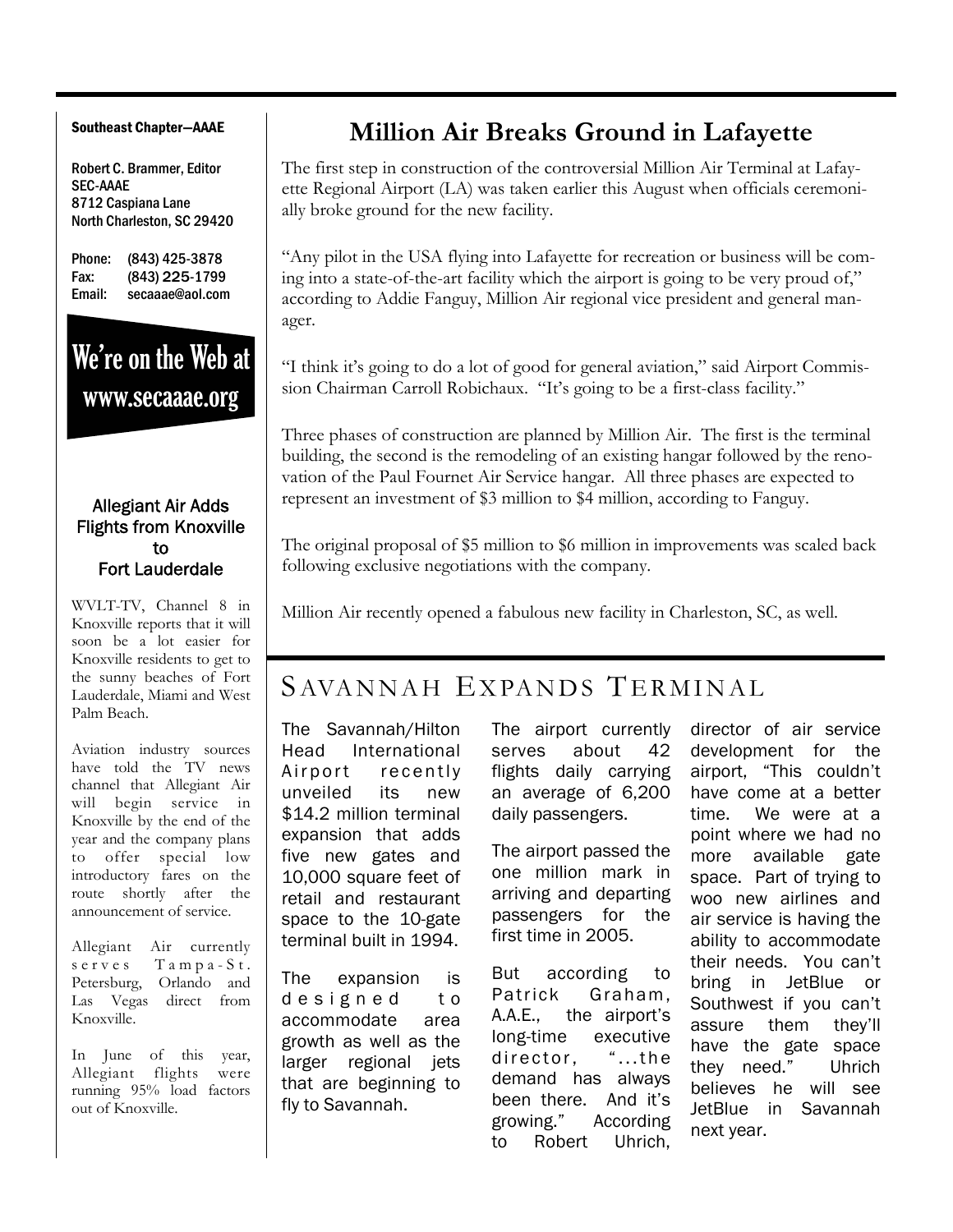Southeast Chapter—AAAE

Robert C. Brammer, Editor
SEC-AAAE
8712 Caspiana Lane
North Charleston, SC 29420

Phone: (843) 425-3878
Fax: (843) 225-1799
Email: secaaae@aol.com

**We're on the Web at www.secaaae.org**

### Allegiant Air Adds Flights from Knoxville to Fort Lauderdale

WVLT-TV, Channel 8 in Knoxville reports that it will soon be a lot easier for Knoxville residents to get to the sunny beaches of Fort Lauderdale, Miami and West Palm Beach.

Aviation industry sources have told the TV news channel that Allegiant Air will begin service in Knoxville by the end of the year and the company plans to offer special low introductory fares on the route shortly after the announcement of service.

Allegiant Air currently serves Tampa-St. Petersburg, Orlando and Las Vegas direct from Knoxville.

In June of this year, Allegiant flights were running 95% load factors out of Knoxville.

## Million Air Breaks Ground in Lafayette

The first step in construction of the controversial Million Air Terminal at Lafayette Regional Airport (LA) was taken earlier this August when officials ceremonially broke ground for the new facility.

"Any pilot in the USA flying into Lafayette for recreation or business will be coming into a state-of-the-art facility which the airport is going to be very proud of," according to Addie Fanguy, Million Air regional vice president and general manager.

"I think it's going to do a lot of good for general aviation," said Airport Commission Chairman Carroll Robichaux. "It's going to be a first-class facility."

Three phases of construction are planned by Million Air. The first is the terminal building, the second is the remodeling of an existing hangar followed by the renovation of the Paul Fournet Air Service hangar. All three phases are expected to represent an investment of $3 million to $4 million, according to Fanguy.

The original proposal of $5 million to $6 million in improvements was scaled back following exclusive negotiations with the company.

Million Air recently opened a fabulous new facility in Charleston, SC, as well.

## Savannah Expands Terminal

The Savannah/Hilton Head International Airport recently unveiled its new $14.2 million terminal expansion that adds five new gates and 10,000 square feet of retail and restaurant space to the 10-gate terminal built in 1994.

The expansion is designed to accommodate area growth as well as the larger regional jets that are beginning to fly to Savannah.

The airport currently serves about 42 flights daily carrying an average of 6,200 daily passengers.

The airport passed the one million mark in arriving and departing passengers for the first time in 2005.

But according to Patrick Graham, A.A.E., the airport's long-time executive director, "...the demand has always been there. And it's growing." According to Robert Uhrich, director of air service development for the airport, "This couldn't have come at a better time. We were at a point where we had no more available gate space. Part of trying to woo new airlines and air service is having the ability to accommodate their needs. You can't bring in JetBlue or Southwest if you can't assure them they'll have the gate space they need." Uhrich believes he will see JetBlue in Savannah next year.